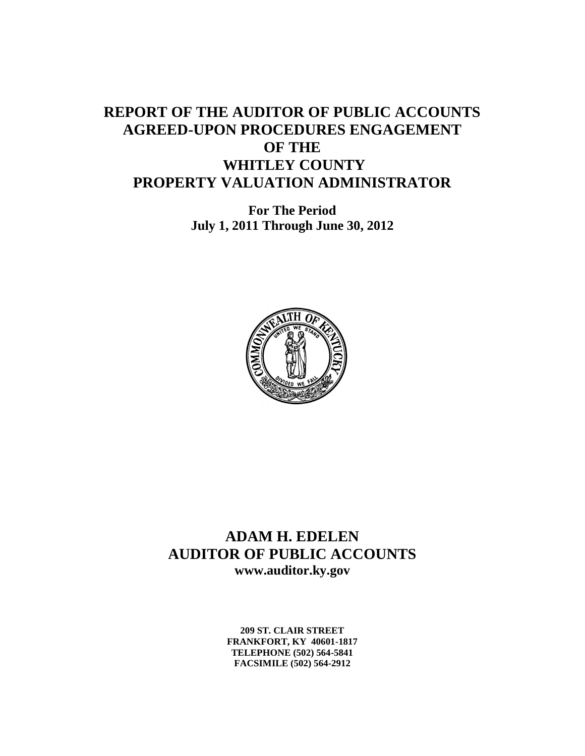# REPORT OF THE AUDITOR OF PUBLIC ACCOUNTS AGREED-UPON PROCEDURES ENGAGEMENT OF THE WHITLEY COUNTY PROPERTY VALUATION ADMINISTRATOR

**For The Period**
**July 1, 2011 Through June 30, 2012**

## ADAM H. EDELEN
## AUDITOR OF PUBLIC ACCOUNTS
**www.auditor.ky.gov**

**209 ST. CLAIR STREET**
**FRANKFORT, KY 40601-1817**
**TELEPHONE (502) 564-5841**
**FACSIMILE (502) 564-2912**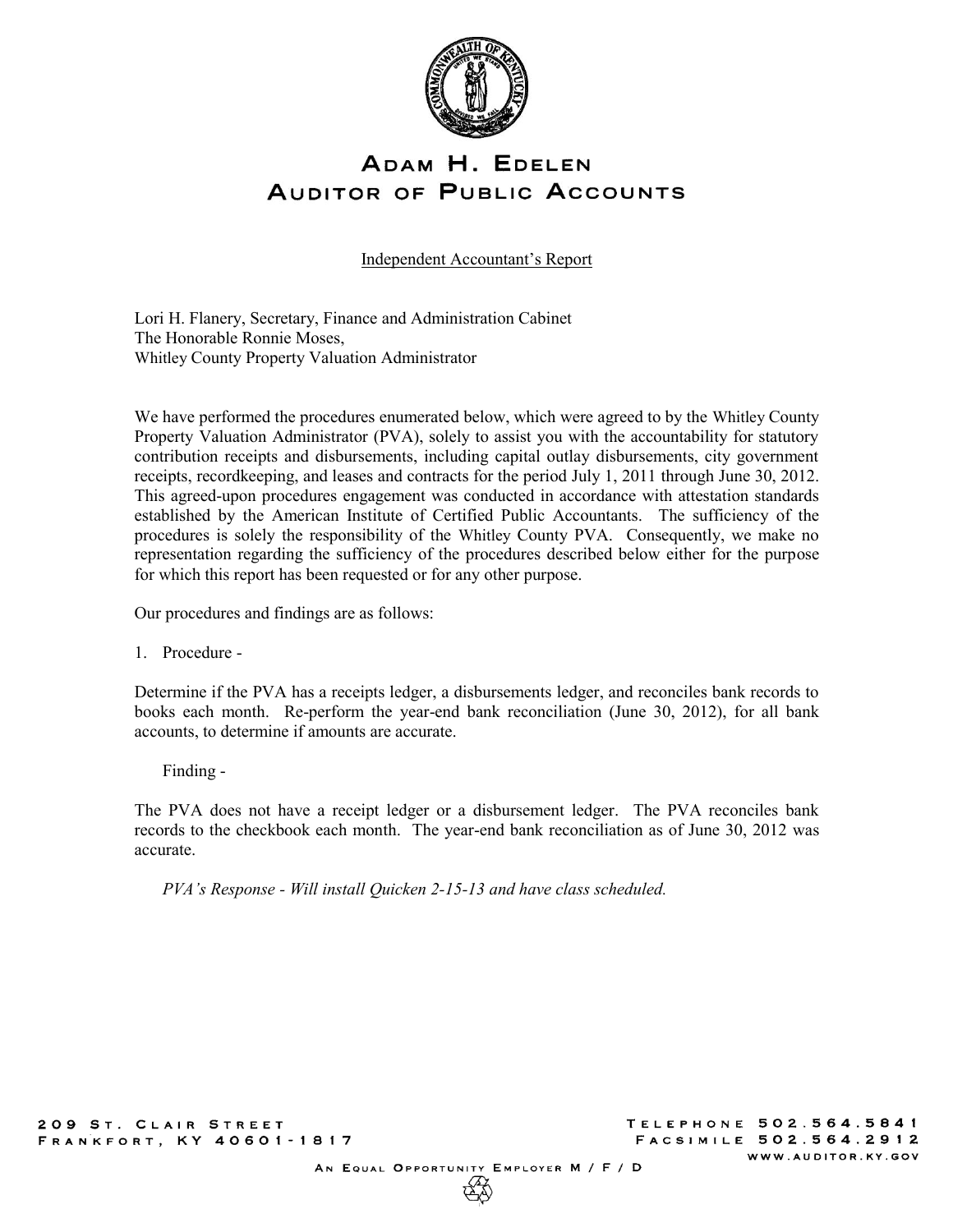# ADAM H. EDELEN
# AUDITOR OF PUBLIC ACCOUNTS

Independent Accountant's Report

Lori H. Flanery, Secretary, Finance and Administration Cabinet
The Honorable Ronnie Moses,
Whitley County Property Valuation Administrator

We have performed the procedures enumerated below, which were agreed to by the Whitley County Property Valuation Administrator (PVA), solely to assist you with the accountability for statutory contribution receipts and disbursements, including capital outlay disbursements, city government receipts, recordkeeping, and leases and contracts for the period July 1, 2011 through June 30, 2012. This agreed-upon procedures engagement was conducted in accordance with attestation standards established by the American Institute of Certified Public Accountants. The sufficiency of the procedures is solely the responsibility of the Whitley County PVA. Consequently, we make no representation regarding the sufficiency of the procedures described below either for the purpose for which this report has been requested or for any other purpose.

Our procedures and findings are as follows:

1. Procedure -

Determine if the PVA has a receipts ledger, a disbursements ledger, and reconciles bank records to books each month. Re-perform the year-end bank reconciliation (June 30, 2012), for all bank accounts, to determine if amounts are accurate.

Finding -

The PVA does not have a receipt ledger or a disbursement ledger. The PVA reconciles bank records to the checkbook each month. The year-end bank reconciliation as of June 30, 2012 was accurate.

*PVA's Response - Will install Quicken 2-15-13 and have class scheduled.*

209 St. Clair Street
Frankfort, KY 40601-1817

Telephone 502.564.5841
Facsimile 502.564.2912
www.auditor.ky.gov

An Equal Opportunity Employer M / F / D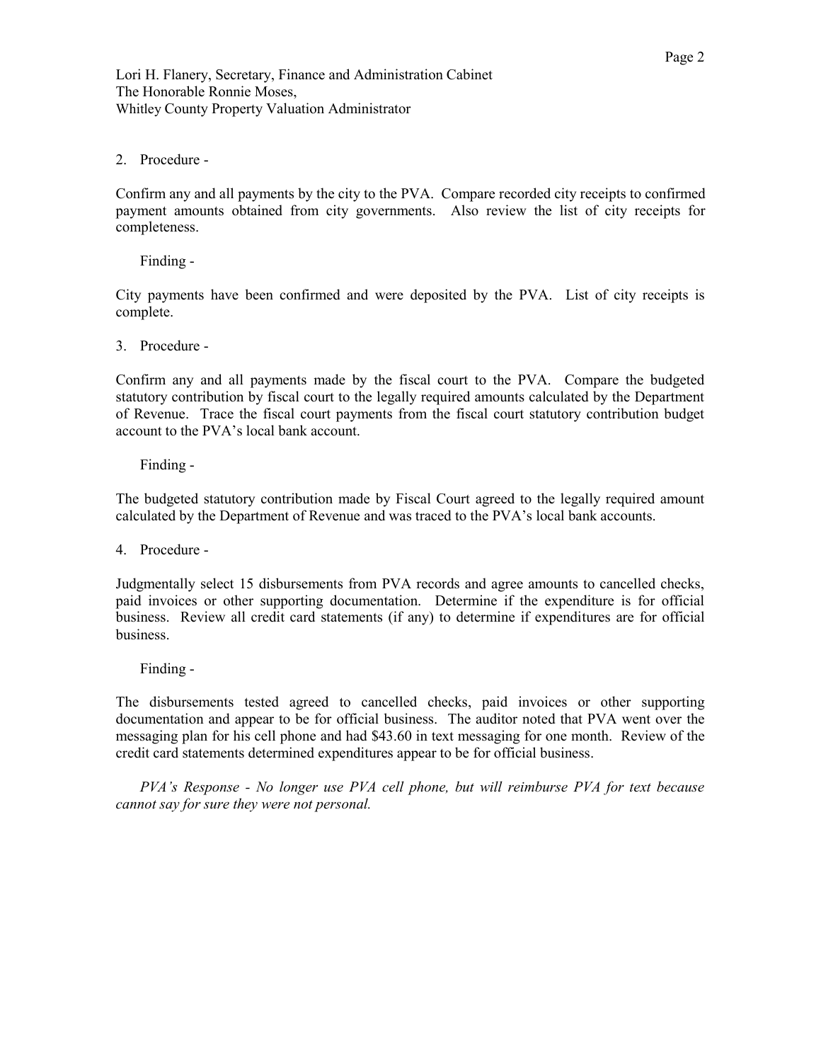Lori H. Flanery, Secretary, Finance and Administration Cabinet
The Honorable Ronnie Moses,
Whitley County Property Valuation Administrator

2. Procedure -

Confirm any and all payments by the city to the PVA. Compare recorded city receipts to confirmed payment amounts obtained from city governments. Also review the list of city receipts for completeness.

Finding -

City payments have been confirmed and were deposited by the PVA. List of city receipts is complete.

3. Procedure -

Confirm any and all payments made by the fiscal court to the PVA. Compare the budgeted statutory contribution by fiscal court to the legally required amounts calculated by the Department of Revenue. Trace the fiscal court payments from the fiscal court statutory contribution budget account to the PVA's local bank account.

Finding -

The budgeted statutory contribution made by Fiscal Court agreed to the legally required amount calculated by the Department of Revenue and was traced to the PVA's local bank accounts.

4. Procedure -

Judgmentally select 15 disbursements from PVA records and agree amounts to cancelled checks, paid invoices or other supporting documentation. Determine if the expenditure is for official business. Review all credit card statements (if any) to determine if expenditures are for official business.

Finding -

The disbursements tested agreed to cancelled checks, paid invoices or other supporting documentation and appear to be for official business. The auditor noted that PVA went over the messaging plan for his cell phone and had $43.60 in text messaging for one month. Review of the credit card statements determined expenditures appear to be for official business.

*PVA's Response - No longer use PVA cell phone, but will reimburse PVA for text because cannot say for sure they were not personal.*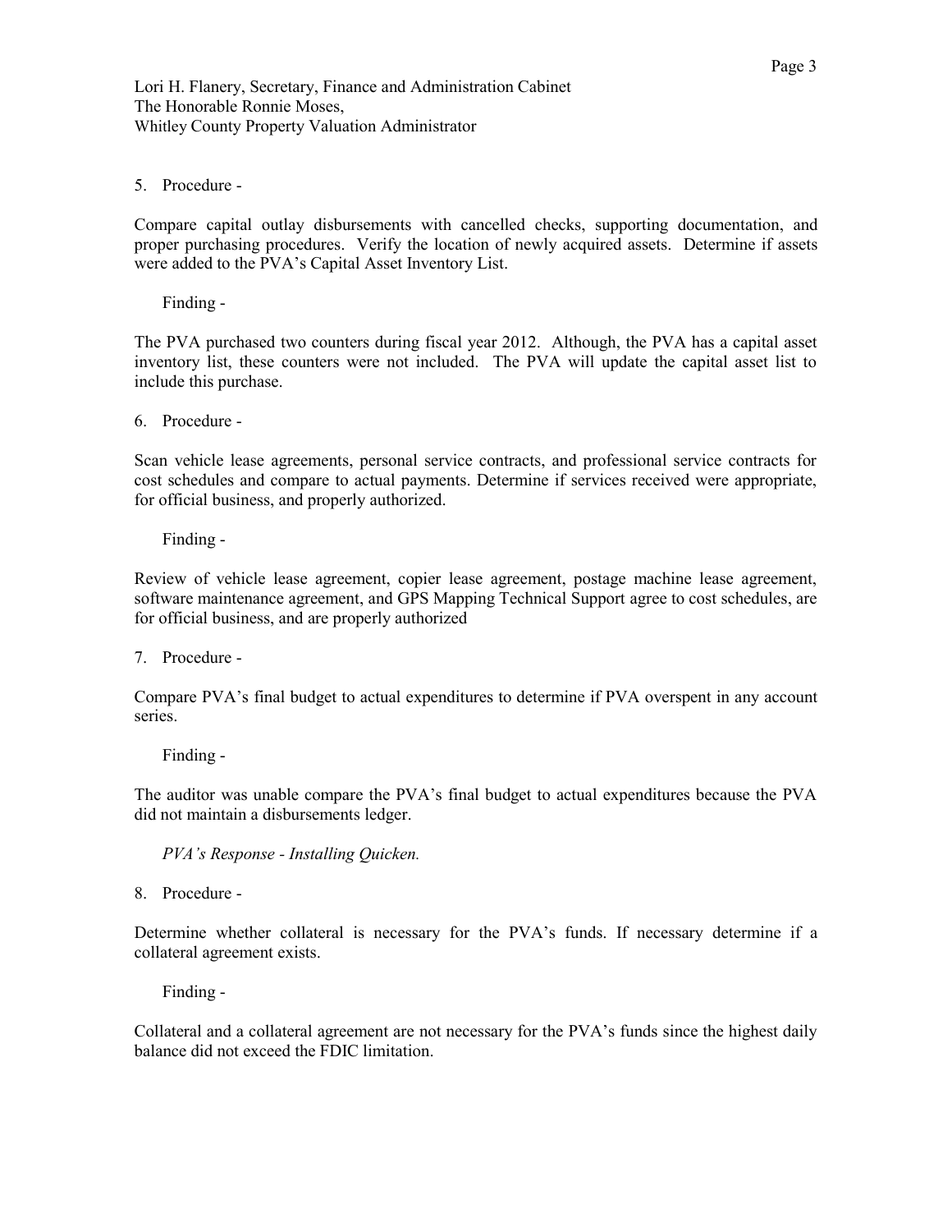Lori H. Flanery, Secretary, Finance and Administration Cabinet
The Honorable Ronnie Moses,
Whitley County Property Valuation Administrator

5. Procedure -

Compare capital outlay disbursements with cancelled checks, supporting documentation, and proper purchasing procedures. Verify the location of newly acquired assets. Determine if assets were added to the PVA's Capital Asset Inventory List.

Finding -

The PVA purchased two counters during fiscal year 2012. Although, the PVA has a capital asset inventory list, these counters were not included. The PVA will update the capital asset list to include this purchase.

6. Procedure -

Scan vehicle lease agreements, personal service contracts, and professional service contracts for cost schedules and compare to actual payments. Determine if services received were appropriate, for official business, and properly authorized.

Finding -

Review of vehicle lease agreement, copier lease agreement, postage machine lease agreement, software maintenance agreement, and GPS Mapping Technical Support agree to cost schedules, are for official business, and are properly authorized

7. Procedure -

Compare PVA's final budget to actual expenditures to determine if PVA overspent in any account series.

Finding -

The auditor was unable compare the PVA's final budget to actual expenditures because the PVA did not maintain a disbursements ledger.

*PVA's Response - Installing Quicken.*

8. Procedure -

Determine whether collateral is necessary for the PVA's funds. If necessary determine if a collateral agreement exists.

Finding -

Collateral and a collateral agreement are not necessary for the PVA's funds since the highest daily balance did not exceed the FDIC limitation.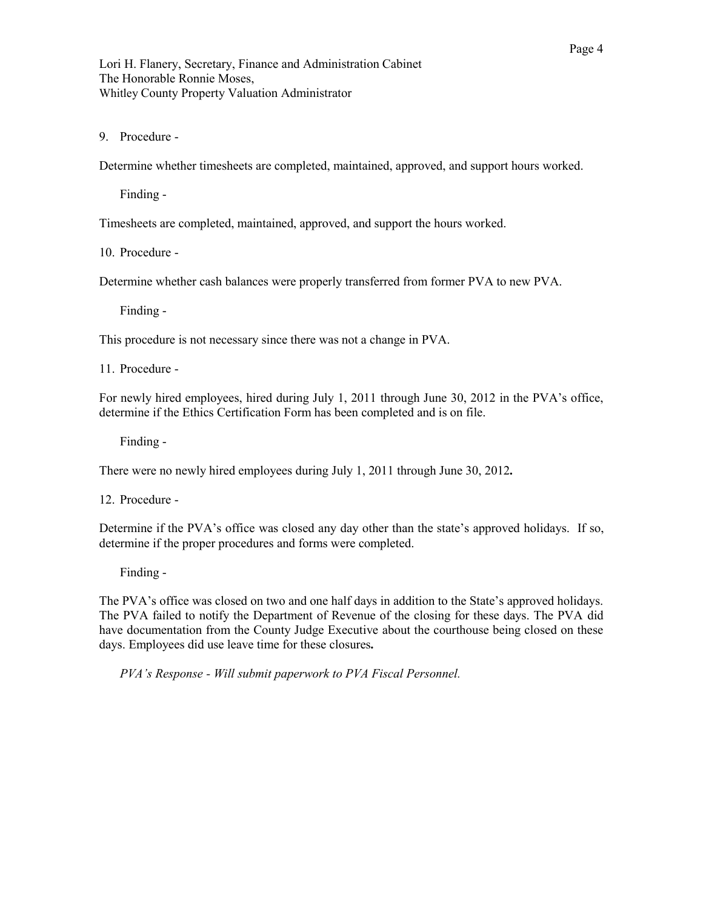Lori H. Flanery, Secretary, Finance and Administration Cabinet
The Honorable Ronnie Moses,
Whitley County Property Valuation Administrator

9. Procedure -

Determine whether timesheets are completed, maintained, approved, and support hours worked.

Finding -

Timesheets are completed, maintained, approved, and support the hours worked.

10. Procedure -

Determine whether cash balances were properly transferred from former PVA to new PVA.

Finding -

This procedure is not necessary since there was not a change in PVA.

11. Procedure -

For newly hired employees, hired during July 1, 2011 through June 30, 2012 in the PVA's office, determine if the Ethics Certification Form has been completed and is on file.

Finding -

There were no newly hired employees during July 1, 2011 through June 30, 2012**.**

12. Procedure -

Determine if the PVA's office was closed any day other than the state's approved holidays. If so, determine if the proper procedures and forms were completed.

Finding -

The PVA's office was closed on two and one half days in addition to the State's approved holidays. The PVA failed to notify the Department of Revenue of the closing for these days. The PVA did have documentation from the County Judge Executive about the courthouse being closed on these days. Employees did use leave time for these closures**.**

*PVA's Response - Will submit paperwork to PVA Fiscal Personnel.*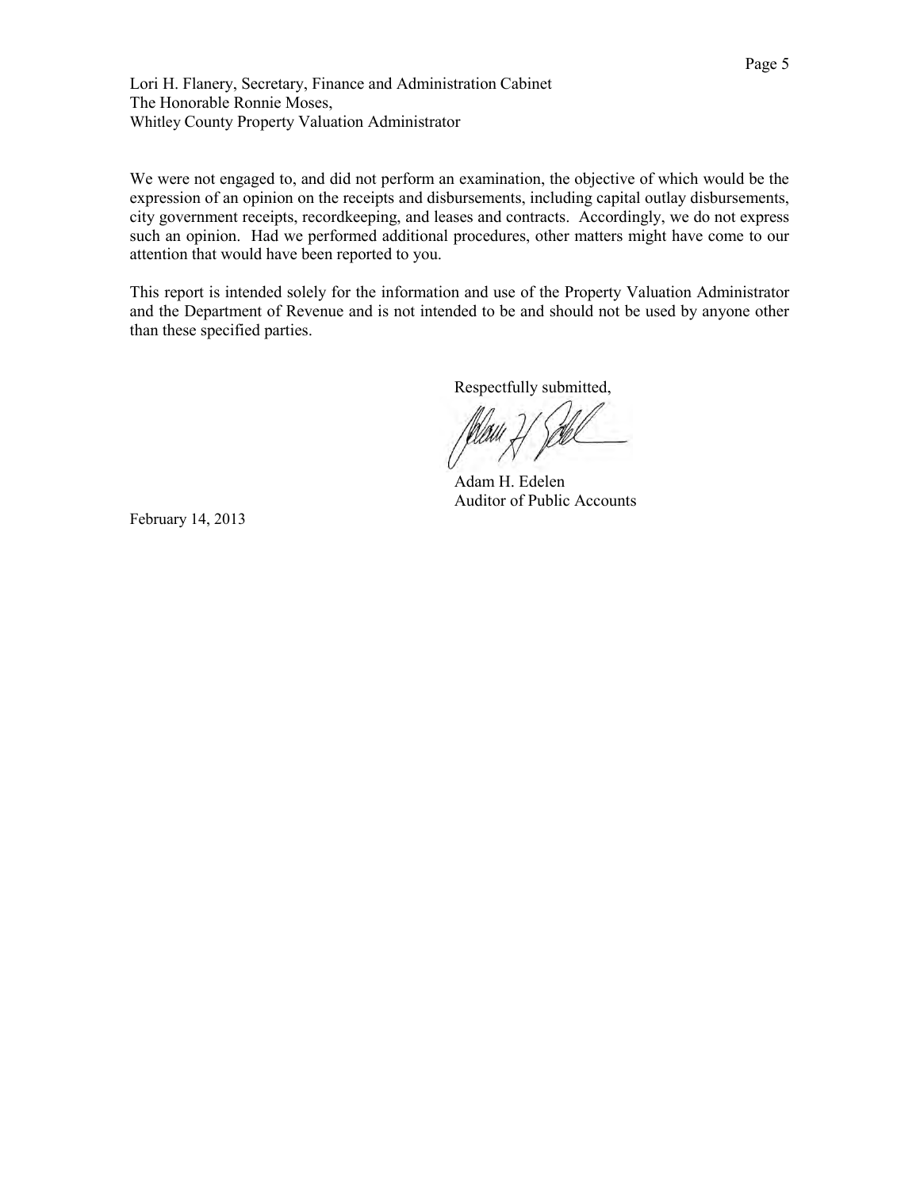Lori H. Flanery, Secretary, Finance and Administration Cabinet
The Honorable Ronnie Moses,
Whitley County Property Valuation Administrator

We were not engaged to, and did not perform an examination, the objective of which would be the expression of an opinion on the receipts and disbursements, including capital outlay disbursements, city government receipts, recordkeeping, and leases and contracts. Accordingly, we do not express such an opinion. Had we performed additional procedures, other matters might have come to our attention that would have been reported to you.

This report is intended solely for the information and use of the Property Valuation Administrator and the Department of Revenue and is not intended to be and should not be used by anyone other than these specified parties.

Respectfully submitted,

Adam H. Edelen
Auditor of Public Accounts

February 14, 2013